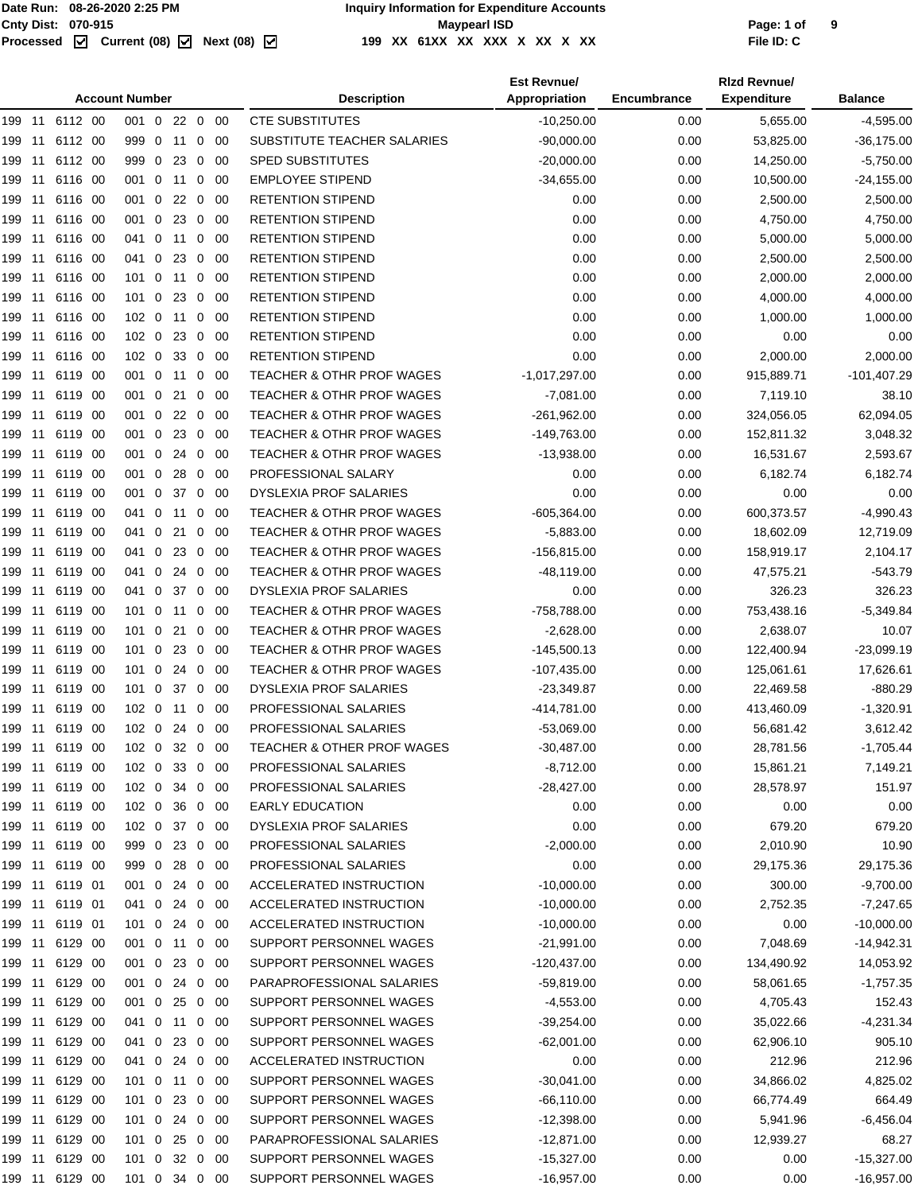Date Run: 08-26-2020 2:25 PM
Cnty Dist: 070-915
Processed ☑ Current (08) ☑ Next (08) ☑

# Inquiry Information for Expenditure Accounts

Maypearl ISD

199 XX 61XX XX XXX X XX X XX

File ID: C

| Account Number | Description | Est Revnue/ Appropriation | Encumbrance | Rlzd Revnue/ Expenditure | Balance |
|---|---|---|---|---|---|
| 199 11 6112 00 001 0 22 0 00 | CTE SUBSTITUTES | -10,250.00 | 0.00 | 5,655.00 | -4,595.00 |
| 199 11 6112 00 999 0 11 0 00 | SUBSTITUTE TEACHER SALARIES | -90,000.00 | 0.00 | 53,825.00 | -36,175.00 |
| 199 11 6112 00 999 0 23 0 00 | SPED SUBSTITUTES | -20,000.00 | 0.00 | 14,250.00 | -5,750.00 |
| 199 11 6116 00 001 0 11 0 00 | EMPLOYEE STIPEND | -34,655.00 | 0.00 | 10,500.00 | -24,155.00 |
| 199 11 6116 00 001 0 22 0 00 | RETENTION STIPEND | 0.00 | 0.00 | 2,500.00 | 2,500.00 |
| 199 11 6116 00 001 0 23 0 00 | RETENTION STIPEND | 0.00 | 0.00 | 4,750.00 | 4,750.00 |
| 199 11 6116 00 041 0 11 0 00 | RETENTION STIPEND | 0.00 | 0.00 | 5,000.00 | 5,000.00 |
| 199 11 6116 00 041 0 23 0 00 | RETENTION STIPEND | 0.00 | 0.00 | 2,500.00 | 2,500.00 |
| 199 11 6116 00 101 0 11 0 00 | RETENTION STIPEND | 0.00 | 0.00 | 2,000.00 | 2,000.00 |
| 199 11 6116 00 101 0 23 0 00 | RETENTION STIPEND | 0.00 | 0.00 | 4,000.00 | 4,000.00 |
| 199 11 6116 00 102 0 11 0 00 | RETENTION STIPEND | 0.00 | 0.00 | 1,000.00 | 1,000.00 |
| 199 11 6116 00 102 0 23 0 00 | RETENTION STIPEND | 0.00 | 0.00 | 0.00 | 0.00 |
| 199 11 6116 00 102 0 33 0 00 | RETENTION STIPEND | 0.00 | 0.00 | 2,000.00 | 2,000.00 |
| 199 11 6119 00 001 0 11 0 00 | TEACHER & OTHR PROF WAGES | -1,017,297.00 | 0.00 | 915,889.71 | -101,407.29 |
| 199 11 6119 00 001 0 21 0 00 | TEACHER & OTHR PROF WAGES | -7,081.00 | 0.00 | 7,119.10 | 38.10 |
| 199 11 6119 00 001 0 22 0 00 | TEACHER & OTHR PROF WAGES | -261,962.00 | 0.00 | 324,056.05 | 62,094.05 |
| 199 11 6119 00 001 0 23 0 00 | TEACHER & OTHR PROF WAGES | -149,763.00 | 0.00 | 152,811.32 | 3,048.32 |
| 199 11 6119 00 001 0 24 0 00 | TEACHER & OTHR PROF WAGES | -13,938.00 | 0.00 | 16,531.67 | 2,593.67 |
| 199 11 6119 00 001 0 28 0 00 | PROFESSIONAL SALARY | 0.00 | 0.00 | 6,182.74 | 6,182.74 |
| 199 11 6119 00 001 0 37 0 00 | DYSLEXIA PROF SALARIES | 0.00 | 0.00 | 0.00 | 0.00 |
| 199 11 6119 00 041 0 11 0 00 | TEACHER & OTHR PROF WAGES | -605,364.00 | 0.00 | 600,373.57 | -4,990.43 |
| 199 11 6119 00 041 0 21 0 00 | TEACHER & OTHR PROF WAGES | -5,883.00 | 0.00 | 18,602.09 | 12,719.09 |
| 199 11 6119 00 041 0 23 0 00 | TEACHER & OTHR PROF WAGES | -156,815.00 | 0.00 | 158,919.17 | 2,104.17 |
| 199 11 6119 00 041 0 24 0 00 | TEACHER & OTHR PROF WAGES | -48,119.00 | 0.00 | 47,575.21 | -543.79 |
| 199 11 6119 00 041 0 37 0 00 | DYSLEXIA PROF SALARIES | 0.00 | 0.00 | 326.23 | 326.23 |
| 199 11 6119 00 101 0 11 0 00 | TEACHER & OTHR PROF WAGES | -758,788.00 | 0.00 | 753,438.16 | -5,349.84 |
| 199 11 6119 00 101 0 21 0 00 | TEACHER & OTHR PROF WAGES | -2,628.00 | 0.00 | 2,638.07 | 10.07 |
| 199 11 6119 00 101 0 23 0 00 | TEACHER & OTHR PROF WAGES | -145,500.13 | 0.00 | 122,400.94 | -23,099.19 |
| 199 11 6119 00 101 0 24 0 00 | TEACHER & OTHR PROF WAGES | -107,435.00 | 0.00 | 125,061.61 | 17,626.61 |
| 199 11 6119 00 101 0 37 0 00 | DYSLEXIA PROF SALARIES | -23,349.87 | 0.00 | 22,469.58 | -880.29 |
| 199 11 6119 00 102 0 11 0 00 | PROFESSIONAL SALARIES | -414,781.00 | 0.00 | 413,460.09 | -1,320.91 |
| 199 11 6119 00 102 0 24 0 00 | PROFESSIONAL SALARIES | -53,069.00 | 0.00 | 56,681.42 | 3,612.42 |
| 199 11 6119 00 102 0 32 0 00 | TEACHER & OTHER PROF WAGES | -30,487.00 | 0.00 | 28,781.56 | -1,705.44 |
| 199 11 6119 00 102 0 33 0 00 | PROFESSIONAL SALARIES | -8,712.00 | 0.00 | 15,861.21 | 7,149.21 |
| 199 11 6119 00 102 0 34 0 00 | PROFESSIONAL SALARIES | -28,427.00 | 0.00 | 28,578.97 | 151.97 |
| 199 11 6119 00 102 0 36 0 00 | EARLY EDUCATION | 0.00 | 0.00 | 0.00 | 0.00 |
| 199 11 6119 00 102 0 37 0 00 | DYSLEXIA PROF SALARIES | 0.00 | 0.00 | 679.20 | 679.20 |
| 199 11 6119 00 999 0 23 0 00 | PROFESSIONAL SALARIES | -2,000.00 | 0.00 | 2,010.90 | 10.90 |
| 199 11 6119 00 999 0 28 0 00 | PROFESSIONAL SALARIES | 0.00 | 0.00 | 29,175.36 | 29,175.36 |
| 199 11 6119 01 001 0 24 0 00 | ACCELERATED INSTRUCTION | -10,000.00 | 0.00 | 300.00 | -9,700.00 |
| 199 11 6119 01 041 0 24 0 00 | ACCELERATED INSTRUCTION | -10,000.00 | 0.00 | 2,752.35 | -7,247.65 |
| 199 11 6119 01 101 0 24 0 00 | ACCELERATED INSTRUCTION | -10,000.00 | 0.00 | 0.00 | -10,000.00 |
| 199 11 6129 00 001 0 11 0 00 | SUPPORT PERSONNEL WAGES | -21,991.00 | 0.00 | 7,048.69 | -14,942.31 |
| 199 11 6129 00 001 0 23 0 00 | SUPPORT PERSONNEL WAGES | -120,437.00 | 0.00 | 134,490.92 | 14,053.92 |
| 199 11 6129 00 001 0 24 0 00 | PARAPROFESSIONAL SALARIES | -59,819.00 | 0.00 | 58,061.65 | -1,757.35 |
| 199 11 6129 00 001 0 25 0 00 | SUPPORT PERSONNEL WAGES | -4,553.00 | 0.00 | 4,705.43 | 152.43 |
| 199 11 6129 00 041 0 11 0 00 | SUPPORT PERSONNEL WAGES | -39,254.00 | 0.00 | 35,022.66 | -4,231.34 |
| 199 11 6129 00 041 0 23 0 00 | SUPPORT PERSONNEL WAGES | -62,001.00 | 0.00 | 62,906.10 | 905.10 |
| 199 11 6129 00 041 0 24 0 00 | ACCELERATED INSTRUCTION | 0.00 | 0.00 | 212.96 | 212.96 |
| 199 11 6129 00 101 0 11 0 00 | SUPPORT PERSONNEL WAGES | -30,041.00 | 0.00 | 34,866.02 | 4,825.02 |
| 199 11 6129 00 101 0 23 0 00 | SUPPORT PERSONNEL WAGES | -66,110.00 | 0.00 | 66,774.49 | 664.49 |
| 199 11 6129 00 101 0 24 0 00 | SUPPORT PERSONNEL WAGES | -12,398.00 | 0.00 | 5,941.96 | -6,456.04 |
| 199 11 6129 00 101 0 25 0 00 | PARAPROFESSIONAL SALARIES | -12,871.00 | 0.00 | 12,939.27 | 68.27 |
| 199 11 6129 00 101 0 32 0 00 | SUPPORT PERSONNEL WAGES | -15,327.00 | 0.00 | 0.00 | -15,327.00 |
| 199 11 6129 00 101 0 34 0 00 | SUPPORT PERSONNEL WAGES | -16,957.00 | 0.00 | 0.00 | -16,957.00 |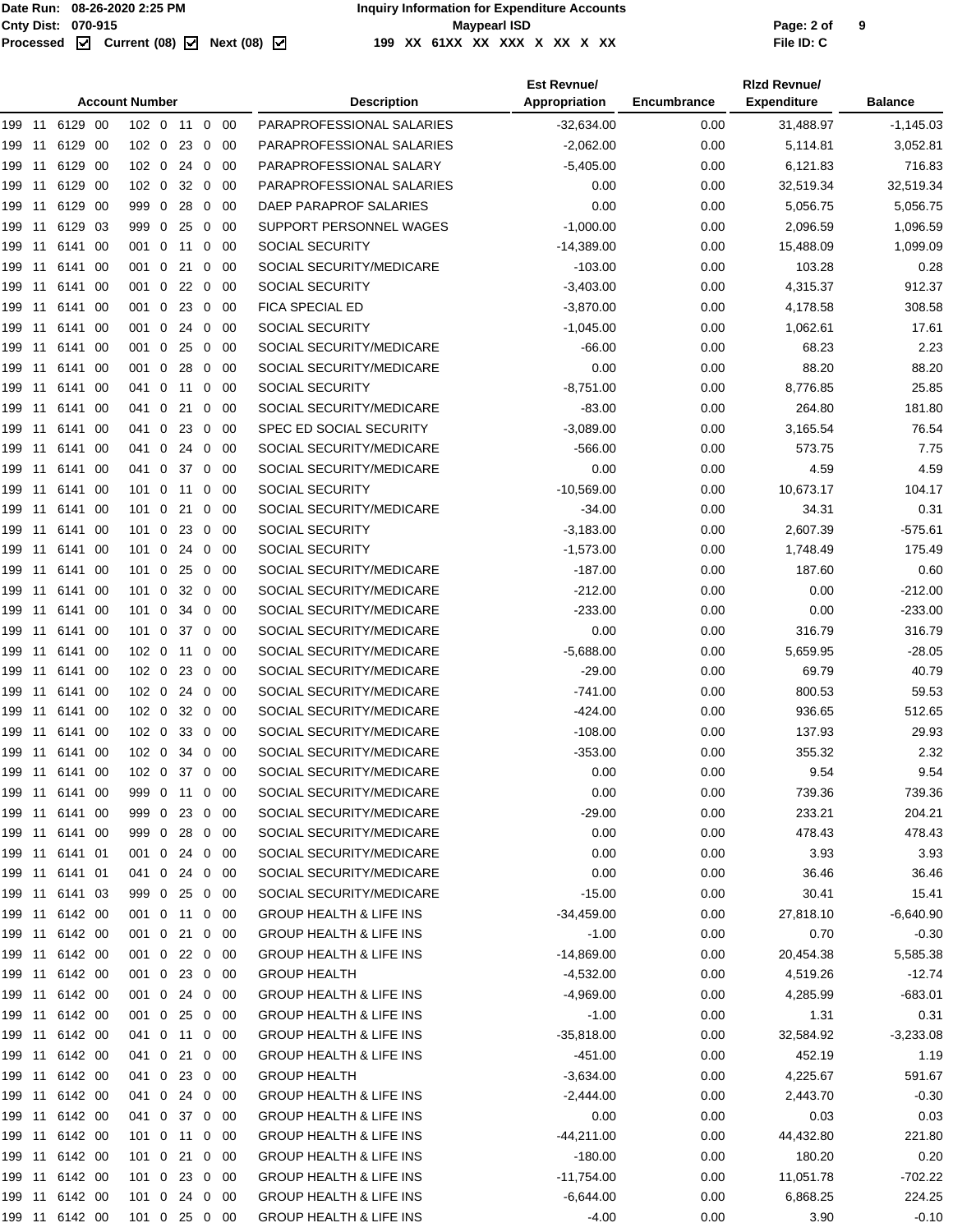Date Run: 08-26-2020 2:25 PM
Cnty Dist: 070-915
Processed ☑ Current (08) ☑ Next (08) ☑

**Inquiry Information for Expenditure Accounts**
**Maypearl ISD**
199 XX 61XX XX XXX X XX X XX

File ID: C

| Account Number | Description | Est Revnue/ Appropriation | Encumbrance | Rlzd Revnue/ Expenditure | Balance |
|---|---|---|---|---|---|
| 199 11 6129 00 102 0 11 0 00 | PARAPROFESSIONAL SALARIES | -32,634.00 | 0.00 | 31,488.97 | -1,145.03 |
| 199 11 6129 00 102 0 23 0 00 | PARAPROFESSIONAL SALARIES | -2,062.00 | 0.00 | 5,114.81 | 3,052.81 |
| 199 11 6129 00 102 0 24 0 00 | PARAPROFESSIONAL SALARY | -5,405.00 | 0.00 | 6,121.83 | 716.83 |
| 199 11 6129 00 102 0 32 0 00 | PARAPROFESSIONAL SALARIES | 0.00 | 0.00 | 32,519.34 | 32,519.34 |
| 199 11 6129 00 999 0 28 0 00 | DAEP PARAPROF SALARIES | 0.00 | 0.00 | 5,056.75 | 5,056.75 |
| 199 11 6129 03 999 0 25 0 00 | SUPPORT PERSONNEL WAGES | -1,000.00 | 0.00 | 2,096.59 | 1,096.59 |
| 199 11 6141 00 001 0 11 0 00 | SOCIAL SECURITY | -14,389.00 | 0.00 | 15,488.09 | 1,099.09 |
| 199 11 6141 00 001 0 21 0 00 | SOCIAL SECURITY/MEDICARE | -103.00 | 0.00 | 103.28 | 0.28 |
| 199 11 6141 00 001 0 22 0 00 | SOCIAL SECURITY | -3,403.00 | 0.00 | 4,315.37 | 912.37 |
| 199 11 6141 00 001 0 23 0 00 | FICA SPECIAL ED | -3,870.00 | 0.00 | 4,178.58 | 308.58 |
| 199 11 6141 00 001 0 24 0 00 | SOCIAL SECURITY | -1,045.00 | 0.00 | 1,062.61 | 17.61 |
| 199 11 6141 00 001 0 25 0 00 | SOCIAL SECURITY/MEDICARE | -66.00 | 0.00 | 68.23 | 2.23 |
| 199 11 6141 00 001 0 28 0 00 | SOCIAL SECURITY/MEDICARE | 0.00 | 0.00 | 88.20 | 88.20 |
| 199 11 6141 00 041 0 11 0 00 | SOCIAL SECURITY | -8,751.00 | 0.00 | 8,776.85 | 25.85 |
| 199 11 6141 00 041 0 21 0 00 | SOCIAL SECURITY/MEDICARE | -83.00 | 0.00 | 264.80 | 181.80 |
| 199 11 6141 00 041 0 23 0 00 | SPEC ED SOCIAL SECURITY | -3,089.00 | 0.00 | 3,165.54 | 76.54 |
| 199 11 6141 00 041 0 24 0 00 | SOCIAL SECURITY/MEDICARE | -566.00 | 0.00 | 573.75 | 7.75 |
| 199 11 6141 00 041 0 37 0 00 | SOCIAL SECURITY/MEDICARE | 0.00 | 0.00 | 4.59 | 4.59 |
| 199 11 6141 00 101 0 11 0 00 | SOCIAL SECURITY | -10,569.00 | 0.00 | 10,673.17 | 104.17 |
| 199 11 6141 00 101 0 21 0 00 | SOCIAL SECURITY/MEDICARE | -34.00 | 0.00 | 34.31 | 0.31 |
| 199 11 6141 00 101 0 23 0 00 | SOCIAL SECURITY | -3,183.00 | 0.00 | 2,607.39 | -575.61 |
| 199 11 6141 00 101 0 24 0 00 | SOCIAL SECURITY | -1,573.00 | 0.00 | 1,748.49 | 175.49 |
| 199 11 6141 00 101 0 25 0 00 | SOCIAL SECURITY/MEDICARE | -187.00 | 0.00 | 187.60 | 0.60 |
| 199 11 6141 00 101 0 32 0 00 | SOCIAL SECURITY/MEDICARE | -212.00 | 0.00 | 0.00 | -212.00 |
| 199 11 6141 00 101 0 34 0 00 | SOCIAL SECURITY/MEDICARE | -233.00 | 0.00 | 0.00 | -233.00 |
| 199 11 6141 00 101 0 37 0 00 | SOCIAL SECURITY/MEDICARE | 0.00 | 0.00 | 316.79 | 316.79 |
| 199 11 6141 00 102 0 11 0 00 | SOCIAL SECURITY/MEDICARE | -5,688.00 | 0.00 | 5,659.95 | -28.05 |
| 199 11 6141 00 102 0 23 0 00 | SOCIAL SECURITY/MEDICARE | -29.00 | 0.00 | 69.79 | 40.79 |
| 199 11 6141 00 102 0 24 0 00 | SOCIAL SECURITY/MEDICARE | -741.00 | 0.00 | 800.53 | 59.53 |
| 199 11 6141 00 102 0 32 0 00 | SOCIAL SECURITY/MEDICARE | -424.00 | 0.00 | 936.65 | 512.65 |
| 199 11 6141 00 102 0 33 0 00 | SOCIAL SECURITY/MEDICARE | -108.00 | 0.00 | 137.93 | 29.93 |
| 199 11 6141 00 102 0 34 0 00 | SOCIAL SECURITY/MEDICARE | -353.00 | 0.00 | 355.32 | 2.32 |
| 199 11 6141 00 102 0 37 0 00 | SOCIAL SECURITY/MEDICARE | 0.00 | 0.00 | 9.54 | 9.54 |
| 199 11 6141 00 999 0 11 0 00 | SOCIAL SECURITY/MEDICARE | 0.00 | 0.00 | 739.36 | 739.36 |
| 199 11 6141 00 999 0 23 0 00 | SOCIAL SECURITY/MEDICARE | -29.00 | 0.00 | 233.21 | 204.21 |
| 199 11 6141 00 999 0 28 0 00 | SOCIAL SECURITY/MEDICARE | 0.00 | 0.00 | 478.43 | 478.43 |
| 199 11 6141 01 001 0 24 0 00 | SOCIAL SECURITY/MEDICARE | 0.00 | 0.00 | 3.93 | 3.93 |
| 199 11 6141 01 041 0 24 0 00 | SOCIAL SECURITY/MEDICARE | 0.00 | 0.00 | 36.46 | 36.46 |
| 199 11 6141 03 999 0 25 0 00 | SOCIAL SECURITY/MEDICARE | -15.00 | 0.00 | 30.41 | 15.41 |
| 199 11 6142 00 001 0 11 0 00 | GROUP HEALTH & LIFE INS | -34,459.00 | 0.00 | 27,818.10 | -6,640.90 |
| 199 11 6142 00 001 0 21 0 00 | GROUP HEALTH & LIFE INS | -1.00 | 0.00 | 0.70 | -0.30 |
| 199 11 6142 00 001 0 22 0 00 | GROUP HEALTH & LIFE INS | -14,869.00 | 0.00 | 20,454.38 | 5,585.38 |
| 199 11 6142 00 001 0 23 0 00 | GROUP HEALTH | -4,532.00 | 0.00 | 4,519.26 | -12.74 |
| 199 11 6142 00 001 0 24 0 00 | GROUP HEALTH & LIFE INS | -4,969.00 | 0.00 | 4,285.99 | -683.01 |
| 199 11 6142 00 001 0 25 0 00 | GROUP HEALTH & LIFE INS | -1.00 | 0.00 | 1.31 | 0.31 |
| 199 11 6142 00 041 0 11 0 00 | GROUP HEALTH & LIFE INS | -35,818.00 | 0.00 | 32,584.92 | -3,233.08 |
| 199 11 6142 00 041 0 21 0 00 | GROUP HEALTH & LIFE INS | -451.00 | 0.00 | 452.19 | 1.19 |
| 199 11 6142 00 041 0 23 0 00 | GROUP HEALTH | -3,634.00 | 0.00 | 4,225.67 | 591.67 |
| 199 11 6142 00 041 0 24 0 00 | GROUP HEALTH & LIFE INS | -2,444.00 | 0.00 | 2,443.70 | -0.30 |
| 199 11 6142 00 041 0 37 0 00 | GROUP HEALTH & LIFE INS | 0.00 | 0.00 | 0.03 | 0.03 |
| 199 11 6142 00 101 0 11 0 00 | GROUP HEALTH & LIFE INS | -44,211.00 | 0.00 | 44,432.80 | 221.80 |
| 199 11 6142 00 101 0 21 0 00 | GROUP HEALTH & LIFE INS | -180.00 | 0.00 | 180.20 | 0.20 |
| 199 11 6142 00 101 0 23 0 00 | GROUP HEALTH & LIFE INS | -11,754.00 | 0.00 | 11,051.78 | -702.22 |
| 199 11 6142 00 101 0 24 0 00 | GROUP HEALTH & LIFE INS | -6,644.00 | 0.00 | 6,868.25 | 224.25 |
| 199 11 6142 00 101 0 25 0 00 | GROUP HEALTH & LIFE INS | -4.00 | 0.00 | 3.90 | -0.10 |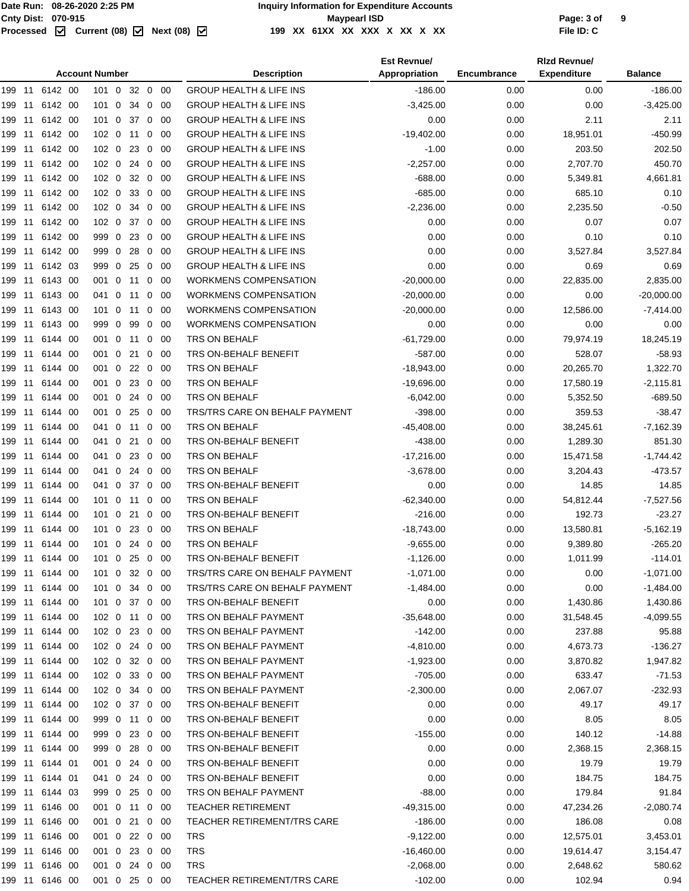| Account Number | Description | Est Revnue/ Appropriation | Encumbrance | Rlzd Revnue/ Expenditure | Balance |
|---|---|---|---|---|---|
| 199 11 6142 00 101 0 32 0 00 | GROUP HEALTH & LIFE INS | -186.00 | 0.00 | 0.00 | -186.00 |
| 199 11 6142 00 101 0 34 0 00 | GROUP HEALTH & LIFE INS | -3,425.00 | 0.00 | 0.00 | -3,425.00 |
| 199 11 6142 00 101 0 37 0 00 | GROUP HEALTH & LIFE INS | 0.00 | 0.00 | 2.11 | 2.11 |
| 199 11 6142 00 102 0 11 0 00 | GROUP HEALTH & LIFE INS | -19,402.00 | 0.00 | 18,951.01 | -450.99 |
| 199 11 6142 00 102 0 23 0 00 | GROUP HEALTH & LIFE INS | -1.00 | 0.00 | 203.50 | 202.50 |
| 199 11 6142 00 102 0 24 0 00 | GROUP HEALTH & LIFE INS | -2,257.00 | 0.00 | 2,707.70 | 450.70 |
| 199 11 6142 00 102 0 32 0 00 | GROUP HEALTH & LIFE INS | -688.00 | 0.00 | 5,349.81 | 4,661.81 |
| 199 11 6142 00 102 0 33 0 00 | GROUP HEALTH & LIFE INS | -685.00 | 0.00 | 685.10 | 0.10 |
| 199 11 6142 00 102 0 34 0 00 | GROUP HEALTH & LIFE INS | -2,236.00 | 0.00 | 2,235.50 | -0.50 |
| 199 11 6142 00 102 0 37 0 00 | GROUP HEALTH & LIFE INS | 0.00 | 0.00 | 0.07 | 0.07 |
| 199 11 6142 00 999 0 23 0 00 | GROUP HEALTH & LIFE INS | 0.00 | 0.00 | 0.10 | 0.10 |
| 199 11 6142 00 999 0 28 0 00 | GROUP HEALTH & LIFE INS | 0.00 | 0.00 | 3,527.84 | 3,527.84 |
| 199 11 6142 03 999 0 25 0 00 | GROUP HEALTH & LIFE INS | 0.00 | 0.00 | 0.69 | 0.69 |
| 199 11 6143 00 001 0 11 0 00 | WORKMENS COMPENSATION | -20,000.00 | 0.00 | 22,835.00 | 2,835.00 |
| 199 11 6143 00 041 0 11 0 00 | WORKMENS COMPENSATION | -20,000.00 | 0.00 | 0.00 | -20,000.00 |
| 199 11 6143 00 101 0 11 0 00 | WORKMENS COMPENSATION | -20,000.00 | 0.00 | 12,586.00 | -7,414.00 |
| 199 11 6143 00 999 0 99 0 00 | WORKMENS COMPENSATION | 0.00 | 0.00 | 0.00 | 0.00 |
| 199 11 6144 00 001 0 11 0 00 | TRS ON BEHALF | -61,729.00 | 0.00 | 79,974.19 | 18,245.19 |
| 199 11 6144 00 001 0 21 0 00 | TRS ON-BEHALF BENEFIT | -587.00 | 0.00 | 528.07 | -58.93 |
| 199 11 6144 00 001 0 22 0 00 | TRS ON BEHALF | -18,943.00 | 0.00 | 20,265.70 | 1,322.70 |
| 199 11 6144 00 001 0 23 0 00 | TRS ON BEHALF | -19,696.00 | 0.00 | 17,580.19 | -2,115.81 |
| 199 11 6144 00 001 0 24 0 00 | TRS ON BEHALF | -6,042.00 | 0.00 | 5,352.50 | -689.50 |
| 199 11 6144 00 001 0 25 0 00 | TRS/TRS CARE ON BEHALF PAYMENT | -398.00 | 0.00 | 359.53 | -38.47 |
| 199 11 6144 00 041 0 11 0 00 | TRS ON BEHALF | -45,408.00 | 0.00 | 38,245.61 | -7,162.39 |
| 199 11 6144 00 041 0 21 0 00 | TRS ON-BEHALF BENEFIT | -438.00 | 0.00 | 1,289.30 | 851.30 |
| 199 11 6144 00 041 0 23 0 00 | TRS ON BEHALF | -17,216.00 | 0.00 | 15,471.58 | -1,744.42 |
| 199 11 6144 00 041 0 24 0 00 | TRS ON BEHALF | -3,678.00 | 0.00 | 3,204.43 | -473.57 |
| 199 11 6144 00 041 0 37 0 00 | TRS ON-BEHALF BENEFIT | 0.00 | 0.00 | 14.85 | 14.85 |
| 199 11 6144 00 101 0 11 0 00 | TRS ON BEHALF | -62,340.00 | 0.00 | 54,812.44 | -7,527.56 |
| 199 11 6144 00 101 0 21 0 00 | TRS ON-BEHALF BENEFIT | -216.00 | 0.00 | 192.73 | -23.27 |
| 199 11 6144 00 101 0 23 0 00 | TRS ON BEHALF | -18,743.00 | 0.00 | 13,580.81 | -5,162.19 |
| 199 11 6144 00 101 0 24 0 00 | TRS ON BEHALF | -9,655.00 | 0.00 | 9,389.80 | -265.20 |
| 199 11 6144 00 101 0 25 0 00 | TRS ON-BEHALF BENEFIT | -1,126.00 | 0.00 | 1,011.99 | -114.01 |
| 199 11 6144 00 101 0 32 0 00 | TRS/TRS CARE ON BEHALF PAYMENT | -1,071.00 | 0.00 | 0.00 | -1,071.00 |
| 199 11 6144 00 101 0 34 0 00 | TRS/TRS CARE ON BEHALF PAYMENT | -1,484.00 | 0.00 | 0.00 | -1,484.00 |
| 199 11 6144 00 101 0 37 0 00 | TRS ON-BEHALF BENEFIT | 0.00 | 0.00 | 1,430.86 | 1,430.86 |
| 199 11 6144 00 102 0 11 0 00 | TRS ON BEHALF PAYMENT | -35,648.00 | 0.00 | 31,548.45 | -4,099.55 |
| 199 11 6144 00 102 0 23 0 00 | TRS ON BEHALF PAYMENT | -142.00 | 0.00 | 237.88 | 95.88 |
| 199 11 6144 00 102 0 24 0 00 | TRS ON BEHALF PAYMENT | -4,810.00 | 0.00 | 4,673.73 | -136.27 |
| 199 11 6144 00 102 0 32 0 00 | TRS ON BEHALF PAYMENT | -1,923.00 | 0.00 | 3,870.82 | 1,947.82 |
| 199 11 6144 00 102 0 33 0 00 | TRS ON BEHALF PAYMENT | -705.00 | 0.00 | 633.47 | -71.53 |
| 199 11 6144 00 102 0 34 0 00 | TRS ON BEHALF PAYMENT | -2,300.00 | 0.00 | 2,067.07 | -232.93 |
| 199 11 6144 00 102 0 37 0 00 | TRS ON-BEHALF BENEFIT | 0.00 | 0.00 | 49.17 | 49.17 |
| 199 11 6144 00 999 0 11 0 00 | TRS ON-BEHALF BENEFIT | 0.00 | 0.00 | 8.05 | 8.05 |
| 199 11 6144 00 999 0 23 0 00 | TRS ON-BEHALF BENEFIT | -155.00 | 0.00 | 140.12 | -14.88 |
| 199 11 6144 00 999 0 28 0 00 | TRS ON-BEHALF BENEFIT | 0.00 | 0.00 | 2,368.15 | 2,368.15 |
| 199 11 6144 01 001 0 24 0 00 | TRS ON-BEHALF BENEFIT | 0.00 | 0.00 | 19.79 | 19.79 |
| 199 11 6144 01 041 0 24 0 00 | TRS ON-BEHALF BENEFIT | 0.00 | 0.00 | 184.75 | 184.75 |
| 199 11 6144 03 999 0 25 0 00 | TRS ON BEHALF PAYMENT | -88.00 | 0.00 | 179.84 | 91.84 |
| 199 11 6146 00 001 0 11 0 00 | TEACHER RETIREMENT | -49,315.00 | 0.00 | 47,234.26 | -2,080.74 |
| 199 11 6146 00 001 0 21 0 00 | TEACHER RETIREMENT/TRS CARE | -186.00 | 0.00 | 186.08 | 0.08 |
| 199 11 6146 00 001 0 22 0 00 | TRS | -9,122.00 | 0.00 | 12,575.01 | 3,453.01 |
| 199 11 6146 00 001 0 23 0 00 | TRS | -16,460.00 | 0.00 | 19,614.47 | 3,154.47 |
| 199 11 6146 00 001 0 24 0 00 | TRS | -2,068.00 | 0.00 | 2,648.62 | 580.62 |
| 199 11 6146 00 001 0 25 0 00 | TEACHER RETIREMENT/TRS CARE | -102.00 | 0.00 | 102.94 | 0.94 |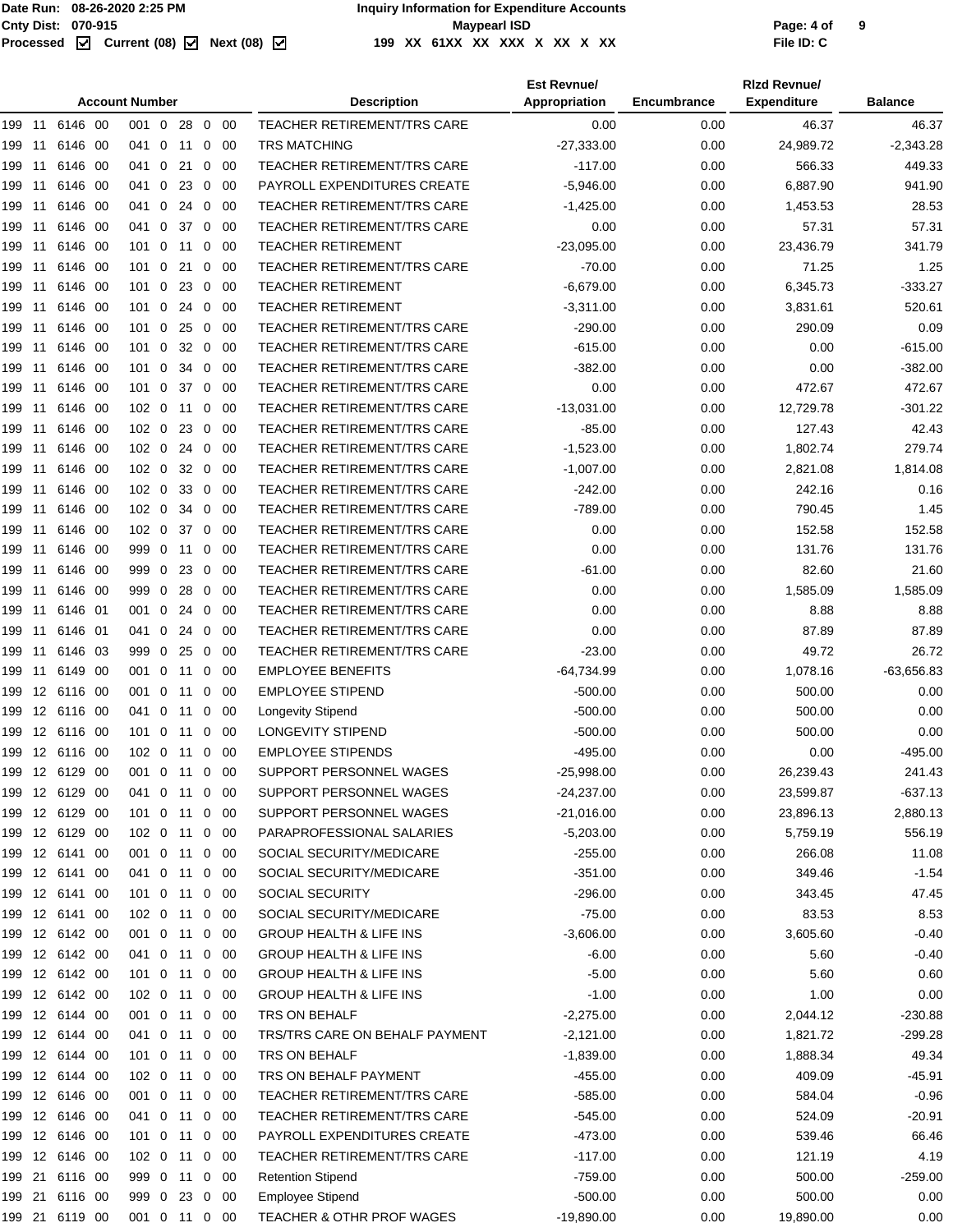Date Run: 08-26-2020 2:25 PM
Cnty Dist: 070-915
Processed ☑ Current (08) ☑ Next (08) ☑

**Inquiry Information for Expenditure Accounts**
**Maypearl ISD**
199 XX 61XX XX XXX X XX X XX

File ID: C

| Account Number | Description | Est Revnue/ Appropriation | Encumbrance | Rlzd Revnue/ Expenditure | Balance |
|---|---|---|---|---|---|
| 199 11 6146 00 001 0 28 0 00 | TEACHER RETIREMENT/TRS CARE | 0.00 | 0.00 | 46.37 | 46.37 |
| 199 11 6146 00 041 0 11 0 00 | TRS MATCHING | -27,333.00 | 0.00 | 24,989.72 | -2,343.28 |
| 199 11 6146 00 041 0 21 0 00 | TEACHER RETIREMENT/TRS CARE | -117.00 | 0.00 | 566.33 | 449.33 |
| 199 11 6146 00 041 0 23 0 00 | PAYROLL EXPENDITURES CREATE | -5,946.00 | 0.00 | 6,887.90 | 941.90 |
| 199 11 6146 00 041 0 24 0 00 | TEACHER RETIREMENT/TRS CARE | -1,425.00 | 0.00 | 1,453.53 | 28.53 |
| 199 11 6146 00 041 0 37 0 00 | TEACHER RETIREMENT/TRS CARE | 0.00 | 0.00 | 57.31 | 57.31 |
| 199 11 6146 00 101 0 11 0 00 | TEACHER RETIREMENT | -23,095.00 | 0.00 | 23,436.79 | 341.79 |
| 199 11 6146 00 101 0 21 0 00 | TEACHER RETIREMENT/TRS CARE | -70.00 | 0.00 | 71.25 | 1.25 |
| 199 11 6146 00 101 0 23 0 00 | TEACHER RETIREMENT | -6,679.00 | 0.00 | 6,345.73 | -333.27 |
| 199 11 6146 00 101 0 24 0 00 | TEACHER RETIREMENT | -3,311.00 | 0.00 | 3,831.61 | 520.61 |
| 199 11 6146 00 101 0 25 0 00 | TEACHER RETIREMENT/TRS CARE | -290.00 | 0.00 | 290.09 | 0.09 |
| 199 11 6146 00 101 0 32 0 00 | TEACHER RETIREMENT/TRS CARE | -615.00 | 0.00 | 0.00 | -615.00 |
| 199 11 6146 00 101 0 34 0 00 | TEACHER RETIREMENT/TRS CARE | -382.00 | 0.00 | 0.00 | -382.00 |
| 199 11 6146 00 101 0 37 0 00 | TEACHER RETIREMENT/TRS CARE | 0.00 | 0.00 | 472.67 | 472.67 |
| 199 11 6146 00 102 0 11 0 00 | TEACHER RETIREMENT/TRS CARE | -13,031.00 | 0.00 | 12,729.78 | -301.22 |
| 199 11 6146 00 102 0 23 0 00 | TEACHER RETIREMENT/TRS CARE | -85.00 | 0.00 | 127.43 | 42.43 |
| 199 11 6146 00 102 0 24 0 00 | TEACHER RETIREMENT/TRS CARE | -1,523.00 | 0.00 | 1,802.74 | 279.74 |
| 199 11 6146 00 102 0 32 0 00 | TEACHER RETIREMENT/TRS CARE | -1,007.00 | 0.00 | 2,821.08 | 1,814.08 |
| 199 11 6146 00 102 0 33 0 00 | TEACHER RETIREMENT/TRS CARE | -242.00 | 0.00 | 242.16 | 0.16 |
| 199 11 6146 00 102 0 34 0 00 | TEACHER RETIREMENT/TRS CARE | -789.00 | 0.00 | 790.45 | 1.45 |
| 199 11 6146 00 102 0 37 0 00 | TEACHER RETIREMENT/TRS CARE | 0.00 | 0.00 | 152.58 | 152.58 |
| 199 11 6146 00 999 0 11 0 00 | TEACHER RETIREMENT/TRS CARE | 0.00 | 0.00 | 131.76 | 131.76 |
| 199 11 6146 00 999 0 23 0 00 | TEACHER RETIREMENT/TRS CARE | -61.00 | 0.00 | 82.60 | 21.60 |
| 199 11 6146 00 999 0 28 0 00 | TEACHER RETIREMENT/TRS CARE | 0.00 | 0.00 | 1,585.09 | 1,585.09 |
| 199 11 6146 01 001 0 24 0 00 | TEACHER RETIREMENT/TRS CARE | 0.00 | 0.00 | 8.88 | 8.88 |
| 199 11 6146 01 041 0 24 0 00 | TEACHER RETIREMENT/TRS CARE | 0.00 | 0.00 | 87.89 | 87.89 |
| 199 11 6146 03 999 0 25 0 00 | TEACHER RETIREMENT/TRS CARE | -23.00 | 0.00 | 49.72 | 26.72 |
| 199 11 6149 00 001 0 11 0 00 | EMPLOYEE BENEFITS | -64,734.99 | 0.00 | 1,078.16 | -63,656.83 |
| 199 12 6116 00 001 0 11 0 00 | EMPLOYEE STIPEND | -500.00 | 0.00 | 500.00 | 0.00 |
| 199 12 6116 00 041 0 11 0 00 | Longevity Stipend | -500.00 | 0.00 | 500.00 | 0.00 |
| 199 12 6116 00 101 0 11 0 00 | LONGEVITY STIPEND | -500.00 | 0.00 | 500.00 | 0.00 |
| 199 12 6116 00 102 0 11 0 00 | EMPLOYEE STIPENDS | -495.00 | 0.00 | 0.00 | -495.00 |
| 199 12 6129 00 001 0 11 0 00 | SUPPORT PERSONNEL WAGES | -25,998.00 | 0.00 | 26,239.43 | 241.43 |
| 199 12 6129 00 041 0 11 0 00 | SUPPORT PERSONNEL WAGES | -24,237.00 | 0.00 | 23,599.87 | -637.13 |
| 199 12 6129 00 101 0 11 0 00 | SUPPORT PERSONNEL WAGES | -21,016.00 | 0.00 | 23,896.13 | 2,880.13 |
| 199 12 6129 00 102 0 11 0 00 | PARAPROFESSIONAL SALARIES | -5,203.00 | 0.00 | 5,759.19 | 556.19 |
| 199 12 6141 00 001 0 11 0 00 | SOCIAL SECURITY/MEDICARE | -255.00 | 0.00 | 266.08 | 11.08 |
| 199 12 6141 00 041 0 11 0 00 | SOCIAL SECURITY/MEDICARE | -351.00 | 0.00 | 349.46 | -1.54 |
| 199 12 6141 00 101 0 11 0 00 | SOCIAL SECURITY | -296.00 | 0.00 | 343.45 | 47.45 |
| 199 12 6141 00 102 0 11 0 00 | SOCIAL SECURITY/MEDICARE | -75.00 | 0.00 | 83.53 | 8.53 |
| 199 12 6142 00 001 0 11 0 00 | GROUP HEALTH & LIFE INS | -3,606.00 | 0.00 | 3,605.60 | -0.40 |
| 199 12 6142 00 041 0 11 0 00 | GROUP HEALTH & LIFE INS | -6.00 | 0.00 | 5.60 | -0.40 |
| 199 12 6142 00 101 0 11 0 00 | GROUP HEALTH & LIFE INS | -5.00 | 0.00 | 5.60 | 0.60 |
| 199 12 6142 00 102 0 11 0 00 | GROUP HEALTH & LIFE INS | -1.00 | 0.00 | 1.00 | 0.00 |
| 199 12 6144 00 001 0 11 0 00 | TRS ON BEHALF | -2,275.00 | 0.00 | 2,044.12 | -230.88 |
| 199 12 6144 00 041 0 11 0 00 | TRS/TRS CARE ON BEHALF PAYMENT | -2,121.00 | 0.00 | 1,821.72 | -299.28 |
| 199 12 6144 00 101 0 11 0 00 | TRS ON BEHALF | -1,839.00 | 0.00 | 1,888.34 | 49.34 |
| 199 12 6144 00 102 0 11 0 00 | TRS ON BEHALF PAYMENT | -455.00 | 0.00 | 409.09 | -45.91 |
| 199 12 6146 00 001 0 11 0 00 | TEACHER RETIREMENT/TRS CARE | -585.00 | 0.00 | 584.04 | -0.96 |
| 199 12 6146 00 041 0 11 0 00 | TEACHER RETIREMENT/TRS CARE | -545.00 | 0.00 | 524.09 | -20.91 |
| 199 12 6146 00 101 0 11 0 00 | PAYROLL EXPENDITURES CREATE | -473.00 | 0.00 | 539.46 | 66.46 |
| 199 12 6146 00 102 0 11 0 00 | TEACHER RETIREMENT/TRS CARE | -117.00 | 0.00 | 121.19 | 4.19 |
| 199 21 6116 00 999 0 11 0 00 | Retention Stipend | -759.00 | 0.00 | 500.00 | -259.00 |
| 199 21 6116 00 999 0 23 0 00 | Employee Stipend | -500.00 | 0.00 | 500.00 | 0.00 |
| 199 21 6119 00 001 0 11 0 00 | TEACHER & OTHR PROF WAGES | -19,890.00 | 0.00 | 19,890.00 | 0.00 |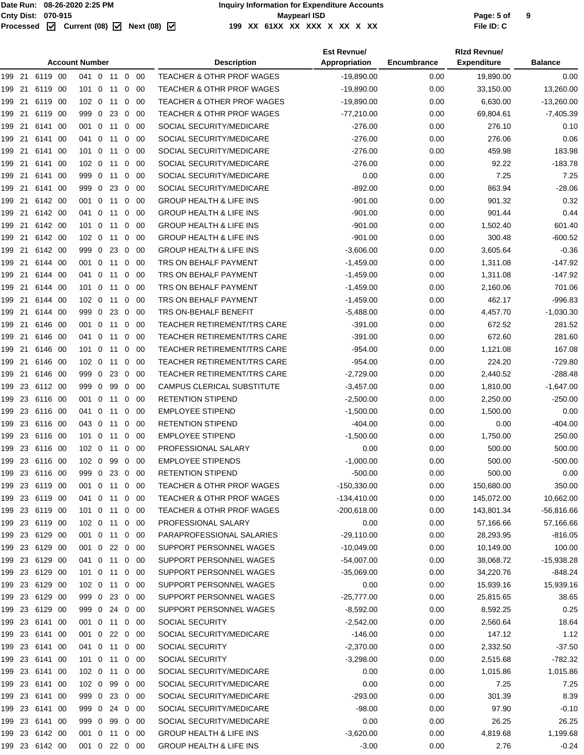**Date Run:** 08-26-2020 2:25 PM  **Inquiry Information for Expenditure Accounts**
**Cnty Dist:** 070-915  **Maypearl ISD**
**Processed** ☑ **Current (08)** ☑ **Next (08)** ☑  **199 XX 61XX XX XXX X XX X XX**  **File ID: C**

| Account Number | Description | Est Revnue/ Appropriation | Encumbrance | Rlzd Revnue/ Expenditure | Balance |
|---|---|---|---|---|---|
| 199 21 6119 00 041 0 11 0 00 | TEACHER & OTHR PROF WAGES | -19,890.00 | 0.00 | 19,890.00 | 0.00 |
| 199 21 6119 00 101 0 11 0 00 | TEACHER & OTHR PROF WAGES | -19,890.00 | 0.00 | 33,150.00 | 13,260.00 |
| 199 21 6119 00 102 0 11 0 00 | TEACHER & OTHER PROF WAGES | -19,890.00 | 0.00 | 6,630.00 | -13,260.00 |
| 199 21 6119 00 999 0 23 0 00 | TEACHER & OTHR PROF WAGES | -77,210.00 | 0.00 | 69,804.61 | -7,405.39 |
| 199 21 6141 00 001 0 11 0 00 | SOCIAL SECURITY/MEDICARE | -276.00 | 0.00 | 276.10 | 0.10 |
| 199 21 6141 00 041 0 11 0 00 | SOCIAL SECURITY/MEDICARE | -276.00 | 0.00 | 276.06 | 0.06 |
| 199 21 6141 00 101 0 11 0 00 | SOCIAL SECURITY/MEDICARE | -276.00 | 0.00 | 459.98 | 183.98 |
| 199 21 6141 00 102 0 11 0 00 | SOCIAL SECURITY/MEDICARE | -276.00 | 0.00 | 92.22 | -183.78 |
| 199 21 6141 00 999 0 11 0 00 | SOCIAL SECURITY/MEDICARE | 0.00 | 0.00 | 7.25 | 7.25 |
| 199 21 6141 00 999 0 23 0 00 | SOCIAL SECURITY/MEDICARE | -892.00 | 0.00 | 863.94 | -28.06 |
| 199 21 6142 00 001 0 11 0 00 | GROUP HEALTH & LIFE INS | -901.00 | 0.00 | 901.32 | 0.32 |
| 199 21 6142 00 041 0 11 0 00 | GROUP HEALTH & LIFE INS | -901.00 | 0.00 | 901.44 | 0.44 |
| 199 21 6142 00 101 0 11 0 00 | GROUP HEALTH & LIFE INS | -901.00 | 0.00 | 1,502.40 | 601.40 |
| 199 21 6142 00 102 0 11 0 00 | GROUP HEALTH & LIFE INS | -901.00 | 0.00 | 300.48 | -600.52 |
| 199 21 6142 00 999 0 23 0 00 | GROUP HEALTH & LIFE INS | -3,606.00 | 0.00 | 3,605.64 | -0.36 |
| 199 21 6144 00 001 0 11 0 00 | TRS ON BEHALF PAYMENT | -1,459.00 | 0.00 | 1,311.08 | -147.92 |
| 199 21 6144 00 041 0 11 0 00 | TRS ON BEHALF PAYMENT | -1,459.00 | 0.00 | 1,311.08 | -147.92 |
| 199 21 6144 00 101 0 11 0 00 | TRS ON BEHALF PAYMENT | -1,459.00 | 0.00 | 2,160.06 | 701.06 |
| 199 21 6144 00 102 0 11 0 00 | TRS ON BEHALF PAYMENT | -1,459.00 | 0.00 | 462.17 | -996.83 |
| 199 21 6144 00 999 0 23 0 00 | TRS ON-BEHALF BENEFIT | -5,488.00 | 0.00 | 4,457.70 | -1,030.30 |
| 199 21 6146 00 001 0 11 0 00 | TEACHER RETIREMENT/TRS CARE | -391.00 | 0.00 | 672.52 | 281.52 |
| 199 21 6146 00 041 0 11 0 00 | TEACHER RETIREMENT/TRS CARE | -391.00 | 0.00 | 672.60 | 281.60 |
| 199 21 6146 00 101 0 11 0 00 | TEACHER RETIREMENT/TRS CARE | -954.00 | 0.00 | 1,121.08 | 167.08 |
| 199 21 6146 00 102 0 11 0 00 | TEACHER RETIREMENT/TRS CARE | -954.00 | 0.00 | 224.20 | -729.80 |
| 199 21 6146 00 999 0 23 0 00 | TEACHER RETIREMENT/TRS CARE | -2,729.00 | 0.00 | 2,440.52 | -288.48 |
| 199 23 6112 00 999 0 99 0 00 | CAMPUS CLERICAL SUBSTITUTE | -3,457.00 | 0.00 | 1,810.00 | -1,647.00 |
| 199 23 6116 00 001 0 11 0 00 | RETENTION STIPEND | -2,500.00 | 0.00 | 2,250.00 | -250.00 |
| 199 23 6116 00 041 0 11 0 00 | EMPLOYEE STIPEND | -1,500.00 | 0.00 | 1,500.00 | 0.00 |
| 199 23 6116 00 043 0 11 0 00 | RETENTION STIPEND | -404.00 | 0.00 | 0.00 | -404.00 |
| 199 23 6116 00 101 0 11 0 00 | EMPLOYEE STIPEND | -1,500.00 | 0.00 | 1,750.00 | 250.00 |
| 199 23 6116 00 102 0 11 0 00 | PROFESSIONAL SALARY | 0.00 | 0.00 | 500.00 | 500.00 |
| 199 23 6116 00 102 0 99 0 00 | EMPLOYEE STIPENDS | -1,000.00 | 0.00 | 500.00 | -500.00 |
| 199 23 6116 00 999 0 23 0 00 | RETENTION STIPEND | -500.00 | 0.00 | 500.00 | 0.00 |
| 199 23 6119 00 001 0 11 0 00 | TEACHER & OTHR PROF WAGES | -150,330.00 | 0.00 | 150,680.00 | 350.00 |
| 199 23 6119 00 041 0 11 0 00 | TEACHER & OTHR PROF WAGES | -134,410.00 | 0.00 | 145,072.00 | 10,662.00 |
| 199 23 6119 00 101 0 11 0 00 | TEACHER & OTHR PROF WAGES | -200,618.00 | 0.00 | 143,801.34 | -56,816.66 |
| 199 23 6119 00 102 0 11 0 00 | PROFESSIONAL SALARY | 0.00 | 0.00 | 57,166.66 | 57,166.66 |
| 199 23 6129 00 001 0 11 0 00 | PARAPROFESSIONAL SALARIES | -29,110.00 | 0.00 | 28,293.95 | -816.05 |
| 199 23 6129 00 001 0 22 0 00 | SUPPORT PERSONNEL WAGES | -10,049.00 | 0.00 | 10,149.00 | 100.00 |
| 199 23 6129 00 041 0 11 0 00 | SUPPORT PERSONNEL WAGES | -54,007.00 | 0.00 | 38,068.72 | -15,938.28 |
| 199 23 6129 00 101 0 11 0 00 | SUPPORT PERSONNEL WAGES | -35,069.00 | 0.00 | 34,220.76 | -848.24 |
| 199 23 6129 00 102 0 11 0 00 | SUPPORT PERSONNEL WAGES | 0.00 | 0.00 | 15,939.16 | 15,939.16 |
| 199 23 6129 00 999 0 23 0 00 | SUPPORT PERSONNEL WAGES | -25,777.00 | 0.00 | 25,815.65 | 38.65 |
| 199 23 6129 00 999 0 24 0 00 | SUPPORT PERSONNEL WAGES | -8,592.00 | 0.00 | 8,592.25 | 0.25 |
| 199 23 6141 00 001 0 11 0 00 | SOCIAL SECURITY | -2,542.00 | 0.00 | 2,560.64 | 18.64 |
| 199 23 6141 00 001 0 22 0 00 | SOCIAL SECURITY/MEDICARE | -146.00 | 0.00 | 147.12 | 1.12 |
| 199 23 6141 00 041 0 11 0 00 | SOCIAL SECURITY | -2,370.00 | 0.00 | 2,332.50 | -37.50 |
| 199 23 6141 00 101 0 11 0 00 | SOCIAL SECURITY | -3,298.00 | 0.00 | 2,515.68 | -782.32 |
| 199 23 6141 00 102 0 11 0 00 | SOCIAL SECURITY/MEDICARE | 0.00 | 0.00 | 1,015.86 | 1,015.86 |
| 199 23 6141 00 102 0 99 0 00 | SOCIAL SECURITY/MEDICARE | 0.00 | 0.00 | 7.25 | 7.25 |
| 199 23 6141 00 999 0 23 0 00 | SOCIAL SECURITY/MEDICARE | -293.00 | 0.00 | 301.39 | 8.39 |
| 199 23 6141 00 999 0 24 0 00 | SOCIAL SECURITY/MEDICARE | -98.00 | 0.00 | 97.90 | -0.10 |
| 199 23 6141 00 999 0 99 0 00 | SOCIAL SECURITY/MEDICARE | 0.00 | 0.00 | 26.25 | 26.25 |
| 199 23 6142 00 001 0 11 0 00 | GROUP HEALTH & LIFE INS | -3,620.00 | 0.00 | 4,819.68 | 1,199.68 |
| 199 23 6142 00 001 0 22 0 00 | GROUP HEALTH & LIFE INS | -3.00 | 0.00 | 2.76 | -0.24 |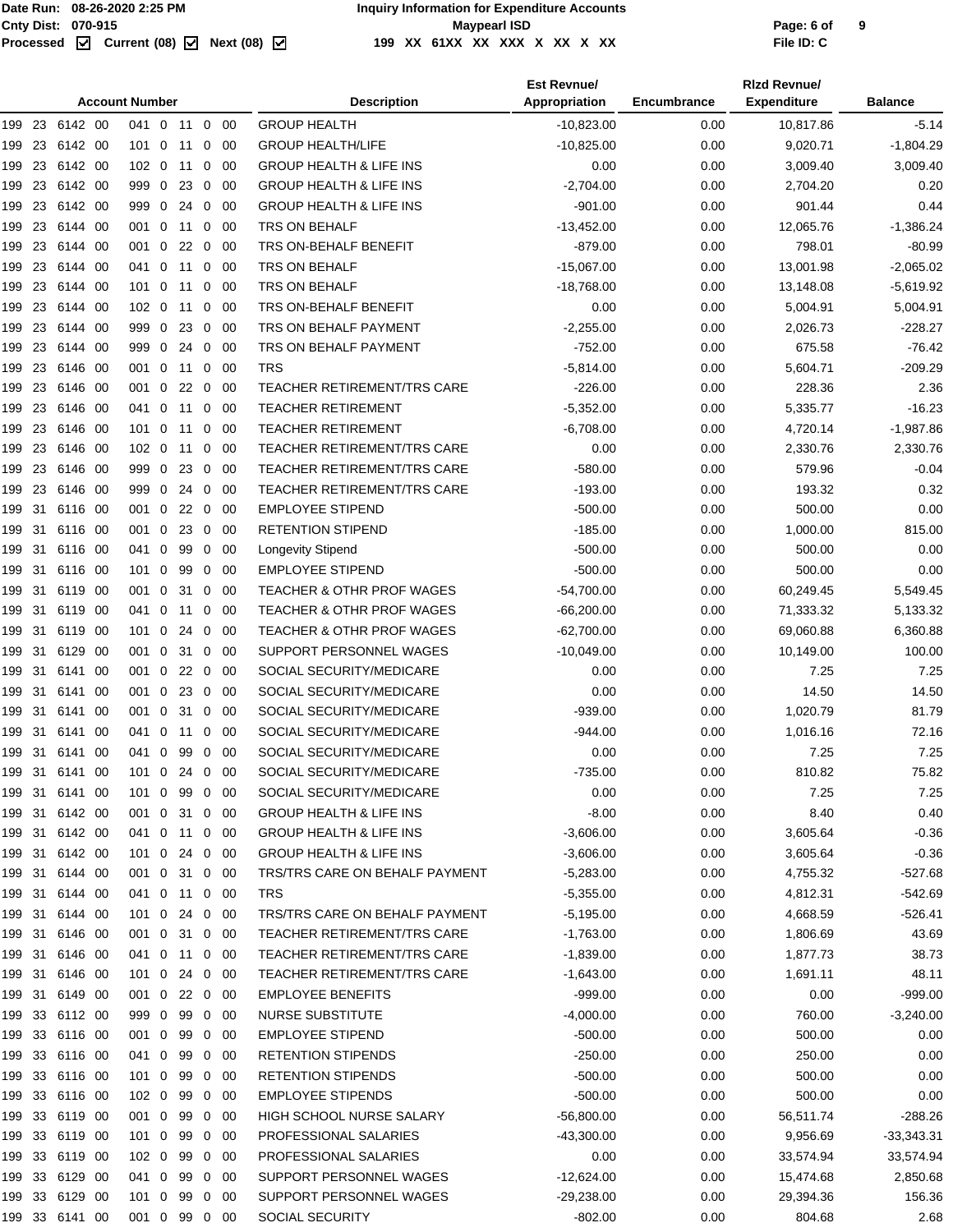Date Run: 08-26-2020 2:25 PM
Cnty Dist: 070-915
Processed ☑ Current (08) ☑ Next (08) ☑

**Inquiry Information for Expenditure Accounts**
**Maypearl ISD**
199 XX 61XX XX XXX X XX X XX

File ID: C

| Account Number | Description | Est Revnue/ Appropriation | Encumbrance | Rlzd Revnue/ Expenditure | Balance |
|---|---|---|---|---|---|
| 199 23 6142 00 041 0 11 0 00 | GROUP HEALTH | -10,823.00 | 0.00 | 10,817.86 | -5.14 |
| 199 23 6142 00 101 0 11 0 00 | GROUP HEALTH/LIFE | -10,825.00 | 0.00 | 9,020.71 | -1,804.29 |
| 199 23 6142 00 102 0 11 0 00 | GROUP HEALTH & LIFE INS | 0.00 | 0.00 | 3,009.40 | 3,009.40 |
| 199 23 6142 00 999 0 23 0 00 | GROUP HEALTH & LIFE INS | -2,704.00 | 0.00 | 2,704.20 | 0.20 |
| 199 23 6142 00 999 0 24 0 00 | GROUP HEALTH & LIFE INS | -901.00 | 0.00 | 901.44 | 0.44 |
| 199 23 6144 00 001 0 11 0 00 | TRS ON BEHALF | -13,452.00 | 0.00 | 12,065.76 | -1,386.24 |
| 199 23 6144 00 001 0 22 0 00 | TRS ON-BEHALF BENEFIT | -879.00 | 0.00 | 798.01 | -80.99 |
| 199 23 6144 00 041 0 11 0 00 | TRS ON BEHALF | -15,067.00 | 0.00 | 13,001.98 | -2,065.02 |
| 199 23 6144 00 101 0 11 0 00 | TRS ON BEHALF | -18,768.00 | 0.00 | 13,148.08 | -5,619.92 |
| 199 23 6144 00 102 0 11 0 00 | TRS ON-BEHALF BENEFIT | 0.00 | 0.00 | 5,004.91 | 5,004.91 |
| 199 23 6144 00 999 0 23 0 00 | TRS ON BEHALF PAYMENT | -2,255.00 | 0.00 | 2,026.73 | -228.27 |
| 199 23 6144 00 999 0 24 0 00 | TRS ON BEHALF PAYMENT | -752.00 | 0.00 | 675.58 | -76.42 |
| 199 23 6146 00 001 0 11 0 00 | TRS | -5,814.00 | 0.00 | 5,604.71 | -209.29 |
| 199 23 6146 00 001 0 22 0 00 | TEACHER RETIREMENT/TRS CARE | -226.00 | 0.00 | 228.36 | 2.36 |
| 199 23 6146 00 041 0 11 0 00 | TEACHER RETIREMENT | -5,352.00 | 0.00 | 5,335.77 | -16.23 |
| 199 23 6146 00 101 0 11 0 00 | TEACHER RETIREMENT | -6,708.00 | 0.00 | 4,720.14 | -1,987.86 |
| 199 23 6146 00 102 0 11 0 00 | TEACHER RETIREMENT/TRS CARE | 0.00 | 0.00 | 2,330.76 | 2,330.76 |
| 199 23 6146 00 999 0 23 0 00 | TEACHER RETIREMENT/TRS CARE | -580.00 | 0.00 | 579.96 | -0.04 |
| 199 23 6146 00 999 0 24 0 00 | TEACHER RETIREMENT/TRS CARE | -193.00 | 0.00 | 193.32 | 0.32 |
| 199 31 6116 00 001 0 22 0 00 | EMPLOYEE STIPEND | -500.00 | 0.00 | 500.00 | 0.00 |
| 199 31 6116 00 001 0 23 0 00 | RETENTION STIPEND | -185.00 | 0.00 | 1,000.00 | 815.00 |
| 199 31 6116 00 041 0 99 0 00 | Longevity Stipend | -500.00 | 0.00 | 500.00 | 0.00 |
| 199 31 6116 00 101 0 99 0 00 | EMPLOYEE STIPEND | -500.00 | 0.00 | 500.00 | 0.00 |
| 199 31 6119 00 001 0 31 0 00 | TEACHER & OTHR PROF WAGES | -54,700.00 | 0.00 | 60,249.45 | 5,549.45 |
| 199 31 6119 00 041 0 11 0 00 | TEACHER & OTHR PROF WAGES | -66,200.00 | 0.00 | 71,333.32 | 5,133.32 |
| 199 31 6119 00 101 0 24 0 00 | TEACHER & OTHR PROF WAGES | -62,700.00 | 0.00 | 69,060.88 | 6,360.88 |
| 199 31 6129 00 001 0 31 0 00 | SUPPORT PERSONNEL WAGES | -10,049.00 | 0.00 | 10,149.00 | 100.00 |
| 199 31 6141 00 001 0 22 0 00 | SOCIAL SECURITY/MEDICARE | 0.00 | 0.00 | 7.25 | 7.25 |
| 199 31 6141 00 001 0 23 0 00 | SOCIAL SECURITY/MEDICARE | 0.00 | 0.00 | 14.50 | 14.50 |
| 199 31 6141 00 001 0 31 0 00 | SOCIAL SECURITY/MEDICARE | -939.00 | 0.00 | 1,020.79 | 81.79 |
| 199 31 6141 00 041 0 11 0 00 | SOCIAL SECURITY/MEDICARE | -944.00 | 0.00 | 1,016.16 | 72.16 |
| 199 31 6141 00 041 0 99 0 00 | SOCIAL SECURITY/MEDICARE | 0.00 | 0.00 | 7.25 | 7.25 |
| 199 31 6141 00 101 0 24 0 00 | SOCIAL SECURITY/MEDICARE | -735.00 | 0.00 | 810.82 | 75.82 |
| 199 31 6141 00 101 0 99 0 00 | SOCIAL SECURITY/MEDICARE | 0.00 | 0.00 | 7.25 | 7.25 |
| 199 31 6142 00 001 0 31 0 00 | GROUP HEALTH & LIFE INS | -8.00 | 0.00 | 8.40 | 0.40 |
| 199 31 6142 00 041 0 11 0 00 | GROUP HEALTH & LIFE INS | -3,606.00 | 0.00 | 3,605.64 | -0.36 |
| 199 31 6142 00 101 0 24 0 00 | GROUP HEALTH & LIFE INS | -3,606.00 | 0.00 | 3,605.64 | -0.36 |
| 199 31 6144 00 001 0 31 0 00 | TRS/TRS CARE ON BEHALF PAYMENT | -5,283.00 | 0.00 | 4,755.32 | -527.68 |
| 199 31 6144 00 041 0 11 0 00 | TRS | -5,355.00 | 0.00 | 4,812.31 | -542.69 |
| 199 31 6144 00 101 0 24 0 00 | TRS/TRS CARE ON BEHALF PAYMENT | -5,195.00 | 0.00 | 4,668.59 | -526.41 |
| 199 31 6146 00 001 0 31 0 00 | TEACHER RETIREMENT/TRS CARE | -1,763.00 | 0.00 | 1,806.69 | 43.69 |
| 199 31 6146 00 041 0 11 0 00 | TEACHER RETIREMENT/TRS CARE | -1,839.00 | 0.00 | 1,877.73 | 38.73 |
| 199 31 6146 00 101 0 24 0 00 | TEACHER RETIREMENT/TRS CARE | -1,643.00 | 0.00 | 1,691.11 | 48.11 |
| 199 31 6149 00 001 0 22 0 00 | EMPLOYEE BENEFITS | -999.00 | 0.00 | 0.00 | -999.00 |
| 199 33 6112 00 999 0 99 0 00 | NURSE SUBSTITUTE | -4,000.00 | 0.00 | 760.00 | -3,240.00 |
| 199 33 6116 00 001 0 99 0 00 | EMPLOYEE STIPEND | -500.00 | 0.00 | 500.00 | 0.00 |
| 199 33 6116 00 041 0 99 0 00 | RETENTION STIPENDS | -250.00 | 0.00 | 250.00 | 0.00 |
| 199 33 6116 00 101 0 99 0 00 | RETENTION STIPENDS | -500.00 | 0.00 | 500.00 | 0.00 |
| 199 33 6116 00 102 0 99 0 00 | EMPLOYEE STIPENDS | -500.00 | 0.00 | 500.00 | 0.00 |
| 199 33 6119 00 001 0 99 0 00 | HIGH SCHOOL NURSE SALARY | -56,800.00 | 0.00 | 56,511.74 | -288.26 |
| 199 33 6119 00 101 0 99 0 00 | PROFESSIONAL SALARIES | -43,300.00 | 0.00 | 9,956.69 | -33,343.31 |
| 199 33 6119 00 102 0 99 0 00 | PROFESSIONAL SALARIES | 0.00 | 0.00 | 33,574.94 | 33,574.94 |
| 199 33 6129 00 041 0 99 0 00 | SUPPORT PERSONNEL WAGES | -12,624.00 | 0.00 | 15,474.68 | 2,850.68 |
| 199 33 6129 00 101 0 99 0 00 | SUPPORT PERSONNEL WAGES | -29,238.00 | 0.00 | 29,394.36 | 156.36 |
| 199 33 6141 00 001 0 99 0 00 | SOCIAL SECURITY | -802.00 | 0.00 | 804.68 | 2.68 |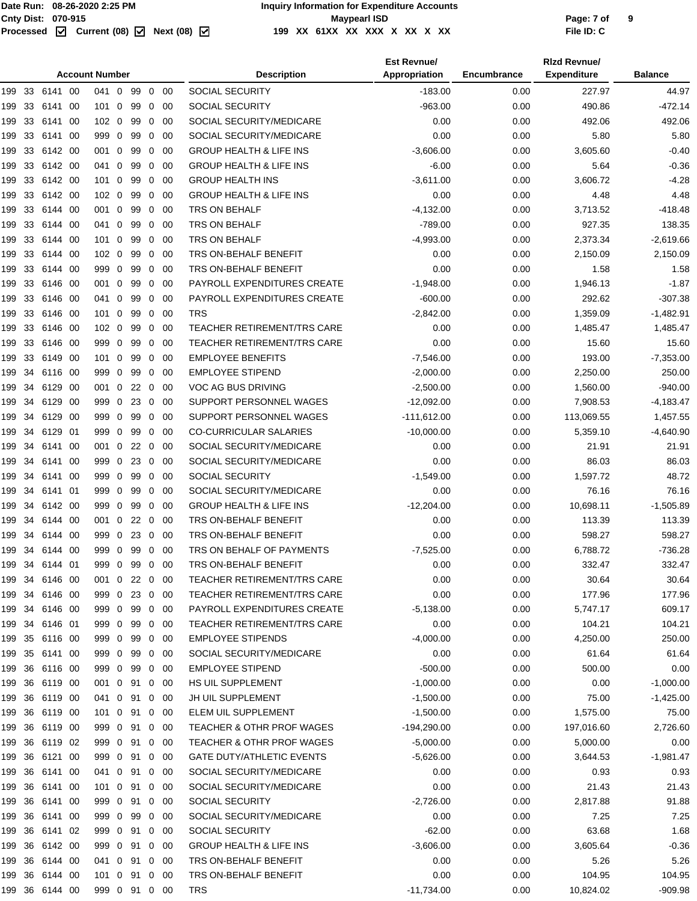Date Run: 08-26-2020 2:25 PM
Cnty Dist: 070-915
Processed ☑ Current (08) ☑ Next (08) ☑

**Inquiry Information for Expenditure Accounts**
**Maypearl ISD**
199 XX 61XX XX XXX X XX X XX

File ID: C

| Account Number | Description | Est Revnue/ Appropriation | Encumbrance | Rlzd Revnue/ Expenditure | Balance |
|---|---|---|---|---|---|
| 199 33 6141 00 041 0 99 0 00 | SOCIAL SECURITY | -183.00 | 0.00 | 227.97 | 44.97 |
| 199 33 6141 00 101 0 99 0 00 | SOCIAL SECURITY | -963.00 | 0.00 | 490.86 | -472.14 |
| 199 33 6141 00 102 0 99 0 00 | SOCIAL SECURITY/MEDICARE | 0.00 | 0.00 | 492.06 | 492.06 |
| 199 33 6141 00 999 0 99 0 00 | SOCIAL SECURITY/MEDICARE | 0.00 | 0.00 | 5.80 | 5.80 |
| 199 33 6142 00 001 0 99 0 00 | GROUP HEALTH & LIFE INS | -3,606.00 | 0.00 | 3,605.60 | -0.40 |
| 199 33 6142 00 041 0 99 0 00 | GROUP HEALTH & LIFE INS | -6.00 | 0.00 | 5.64 | -0.36 |
| 199 33 6142 00 101 0 99 0 00 | GROUP HEALTH INS | -3,611.00 | 0.00 | 3,606.72 | -4.28 |
| 199 33 6142 00 102 0 99 0 00 | GROUP HEALTH & LIFE INS | 0.00 | 0.00 | 4.48 | 4.48 |
| 199 33 6144 00 001 0 99 0 00 | TRS ON BEHALF | -4,132.00 | 0.00 | 3,713.52 | -418.48 |
| 199 33 6144 00 041 0 99 0 00 | TRS ON BEHALF | -789.00 | 0.00 | 927.35 | 138.35 |
| 199 33 6144 00 101 0 99 0 00 | TRS ON BEHALF | -4,993.00 | 0.00 | 2,373.34 | -2,619.66 |
| 199 33 6144 00 102 0 99 0 00 | TRS ON-BEHALF BENEFIT | 0.00 | 0.00 | 2,150.09 | 2,150.09 |
| 199 33 6144 00 999 0 99 0 00 | TRS ON-BEHALF BENEFIT | 0.00 | 0.00 | 1.58 | 1.58 |
| 199 33 6146 00 001 0 99 0 00 | PAYROLL EXPENDITURES CREATE | -1,948.00 | 0.00 | 1,946.13 | -1.87 |
| 199 33 6146 00 041 0 99 0 00 | PAYROLL EXPENDITURES CREATE | -600.00 | 0.00 | 292.62 | -307.38 |
| 199 33 6146 00 101 0 99 0 00 | TRS | -2,842.00 | 0.00 | 1,359.09 | -1,482.91 |
| 199 33 6146 00 102 0 99 0 00 | TEACHER RETIREMENT/TRS CARE | 0.00 | 0.00 | 1,485.47 | 1,485.47 |
| 199 33 6146 00 999 0 99 0 00 | TEACHER RETIREMENT/TRS CARE | 0.00 | 0.00 | 15.60 | 15.60 |
| 199 33 6149 00 101 0 99 0 00 | EMPLOYEE BENEFITS | -7,546.00 | 0.00 | 193.00 | -7,353.00 |
| 199 34 6116 00 999 0 99 0 00 | EMPLOYEE STIPEND | -2,000.00 | 0.00 | 2,250.00 | 250.00 |
| 199 34 6129 00 001 0 22 0 00 | VOC AG BUS DRIVING | -2,500.00 | 0.00 | 1,560.00 | -940.00 |
| 199 34 6129 00 999 0 23 0 00 | SUPPORT PERSONNEL WAGES | -12,092.00 | 0.00 | 7,908.53 | -4,183.47 |
| 199 34 6129 00 999 0 99 0 00 | SUPPORT PERSONNEL WAGES | -111,612.00 | 0.00 | 113,069.55 | 1,457.55 |
| 199 34 6129 01 999 0 99 0 00 | CO-CURRICULAR SALARIES | -10,000.00 | 0.00 | 5,359.10 | -4,640.90 |
| 199 34 6141 00 001 0 22 0 00 | SOCIAL SECURITY/MEDICARE | 0.00 | 0.00 | 21.91 | 21.91 |
| 199 34 6141 00 999 0 23 0 00 | SOCIAL SECURITY/MEDICARE | 0.00 | 0.00 | 86.03 | 86.03 |
| 199 34 6141 00 999 0 99 0 00 | SOCIAL SECURITY | -1,549.00 | 0.00 | 1,597.72 | 48.72 |
| 199 34 6141 01 999 0 99 0 00 | SOCIAL SECURITY/MEDICARE | 0.00 | 0.00 | 76.16 | 76.16 |
| 199 34 6142 00 999 0 99 0 00 | GROUP HEALTH & LIFE INS | -12,204.00 | 0.00 | 10,698.11 | -1,505.89 |
| 199 34 6144 00 001 0 22 0 00 | TRS ON-BEHALF BENEFIT | 0.00 | 0.00 | 113.39 | 113.39 |
| 199 34 6144 00 999 0 23 0 00 | TRS ON-BEHALF BENEFIT | 0.00 | 0.00 | 598.27 | 598.27 |
| 199 34 6144 00 999 0 99 0 00 | TRS ON BEHALF OF PAYMENTS | -7,525.00 | 0.00 | 6,788.72 | -736.28 |
| 199 34 6144 01 999 0 99 0 00 | TRS ON-BEHALF BENEFIT | 0.00 | 0.00 | 332.47 | 332.47 |
| 199 34 6146 00 001 0 22 0 00 | TEACHER RETIREMENT/TRS CARE | 0.00 | 0.00 | 30.64 | 30.64 |
| 199 34 6146 00 999 0 23 0 00 | TEACHER RETIREMENT/TRS CARE | 0.00 | 0.00 | 177.96 | 177.96 |
| 199 34 6146 00 999 0 99 0 00 | PAYROLL EXPENDITURES CREATE | -5,138.00 | 0.00 | 5,747.17 | 609.17 |
| 199 34 6146 01 999 0 99 0 00 | TEACHER RETIREMENT/TRS CARE | 0.00 | 0.00 | 104.21 | 104.21 |
| 199 35 6116 00 999 0 99 0 00 | EMPLOYEE STIPENDS | -4,000.00 | 0.00 | 4,250.00 | 250.00 |
| 199 35 6141 00 999 0 99 0 00 | SOCIAL SECURITY/MEDICARE | 0.00 | 0.00 | 61.64 | 61.64 |
| 199 36 6116 00 999 0 99 0 00 | EMPLOYEE STIPEND | -500.00 | 0.00 | 500.00 | 0.00 |
| 199 36 6119 00 001 0 91 0 00 | HS UIL SUPPLEMENT | -1,000.00 | 0.00 | 0.00 | -1,000.00 |
| 199 36 6119 00 041 0 91 0 00 | JH UIL SUPPLEMENT | -1,500.00 | 0.00 | 75.00 | -1,425.00 |
| 199 36 6119 00 101 0 91 0 00 | ELEM UIL SUPPLEMENT | -1,500.00 | 0.00 | 1,575.00 | 75.00 |
| 199 36 6119 00 999 0 91 0 00 | TEACHER & OTHR PROF WAGES | -194,290.00 | 0.00 | 197,016.60 | 2,726.60 |
| 199 36 6119 02 999 0 91 0 00 | TEACHER & OTHR PROF WAGES | -5,000.00 | 0.00 | 5,000.00 | 0.00 |
| 199 36 6121 00 999 0 91 0 00 | GATE DUTY/ATHLETIC EVENTS | -5,626.00 | 0.00 | 3,644.53 | -1,981.47 |
| 199 36 6141 00 041 0 91 0 00 | SOCIAL SECURITY/MEDICARE | 0.00 | 0.00 | 0.93 | 0.93 |
| 199 36 6141 00 101 0 91 0 00 | SOCIAL SECURITY/MEDICARE | 0.00 | 0.00 | 21.43 | 21.43 |
| 199 36 6141 00 999 0 91 0 00 | SOCIAL SECURITY | -2,726.00 | 0.00 | 2,817.88 | 91.88 |
| 199 36 6141 00 999 0 99 0 00 | SOCIAL SECURITY/MEDICARE | 0.00 | 0.00 | 7.25 | 7.25 |
| 199 36 6141 02 999 0 91 0 00 | SOCIAL SECURITY | -62.00 | 0.00 | 63.68 | 1.68 |
| 199 36 6142 00 999 0 91 0 00 | GROUP HEALTH & LIFE INS | -3,606.00 | 0.00 | 3,605.64 | -0.36 |
| 199 36 6144 00 041 0 91 0 00 | TRS ON-BEHALF BENEFIT | 0.00 | 0.00 | 5.26 | 5.26 |
| 199 36 6144 00 101 0 91 0 00 | TRS ON-BEHALF BENEFIT | 0.00 | 0.00 | 104.95 | 104.95 |
| 199 36 6144 00 999 0 91 0 00 | TRS | -11,734.00 | 0.00 | 10,824.02 | -909.98 |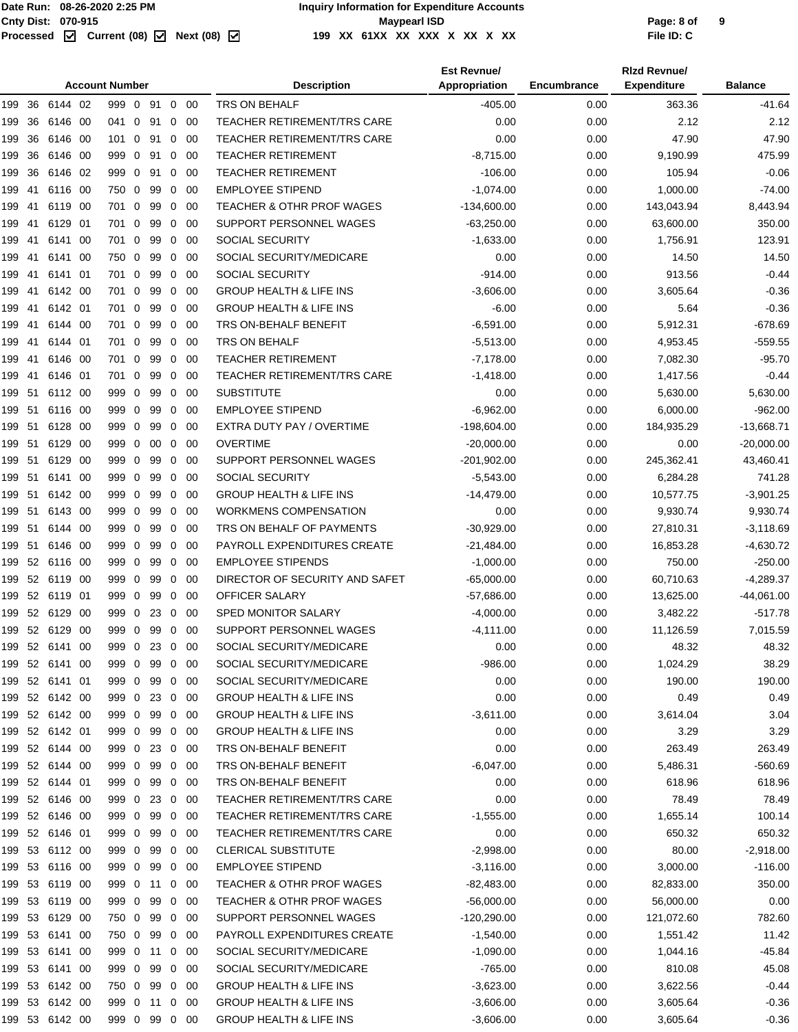| Account Number | Description | Est Revnue/ Appropriation | Encumbrance | Rlzd Revnue/ Expenditure | Balance |
|---|---|---|---|---|---|
| 199 36 6144 02 999 0 91 0 00 | TRS ON BEHALF | -405.00 | 0.00 | 363.36 | -41.64 |
| 199 36 6146 00 041 0 91 0 00 | TEACHER RETIREMENT/TRS CARE | 0.00 | 0.00 | 2.12 | 2.12 |
| 199 36 6146 00 101 0 91 0 00 | TEACHER RETIREMENT/TRS CARE | 0.00 | 0.00 | 47.90 | 47.90 |
| 199 36 6146 00 999 0 91 0 00 | TEACHER RETIREMENT | -8,715.00 | 0.00 | 9,190.99 | 475.99 |
| 199 36 6146 02 999 0 91 0 00 | TEACHER RETIREMENT | -106.00 | 0.00 | 105.94 | -0.06 |
| 199 41 6116 00 750 0 99 0 00 | EMPLOYEE STIPEND | -1,074.00 | 0.00 | 1,000.00 | -74.00 |
| 199 41 6119 00 701 0 99 0 00 | TEACHER & OTHR PROF WAGES | -134,600.00 | 0.00 | 143,043.94 | 8,443.94 |
| 199 41 6129 01 701 0 99 0 00 | SUPPORT PERSONNEL WAGES | -63,250.00 | 0.00 | 63,600.00 | 350.00 |
| 199 41 6141 00 701 0 99 0 00 | SOCIAL SECURITY | -1,633.00 | 0.00 | 1,756.91 | 123.91 |
| 199 41 6141 00 750 0 99 0 00 | SOCIAL SECURITY/MEDICARE | 0.00 | 0.00 | 14.50 | 14.50 |
| 199 41 6141 01 701 0 99 0 00 | SOCIAL SECURITY | -914.00 | 0.00 | 913.56 | -0.44 |
| 199 41 6142 00 701 0 99 0 00 | GROUP HEALTH & LIFE INS | -3,606.00 | 0.00 | 3,605.64 | -0.36 |
| 199 41 6142 01 701 0 99 0 00 | GROUP HEALTH & LIFE INS | -6.00 | 0.00 | 5.64 | -0.36 |
| 199 41 6144 00 701 0 99 0 00 | TRS ON-BEHALF BENEFIT | -6,591.00 | 0.00 | 5,912.31 | -678.69 |
| 199 41 6144 01 701 0 99 0 00 | TRS ON BEHALF | -5,513.00 | 0.00 | 4,953.45 | -559.55 |
| 199 41 6146 00 701 0 99 0 00 | TEACHER RETIREMENT | -7,178.00 | 0.00 | 7,082.30 | -95.70 |
| 199 41 6146 01 701 0 99 0 00 | TEACHER RETIREMENT/TRS CARE | -1,418.00 | 0.00 | 1,417.56 | -0.44 |
| 199 51 6112 00 999 0 99 0 00 | SUBSTITUTE | 0.00 | 0.00 | 5,630.00 | 5,630.00 |
| 199 51 6116 00 999 0 99 0 00 | EMPLOYEE STIPEND | -6,962.00 | 0.00 | 6,000.00 | -962.00 |
| 199 51 6128 00 999 0 99 0 00 | EXTRA DUTY PAY / OVERTIME | -198,604.00 | 0.00 | 184,935.29 | -13,668.71 |
| 199 51 6129 00 999 0 00 0 00 | OVERTIME | -20,000.00 | 0.00 | 0.00 | -20,000.00 |
| 199 51 6129 00 999 0 99 0 00 | SUPPORT PERSONNEL WAGES | -201,902.00 | 0.00 | 245,362.41 | 43,460.41 |
| 199 51 6141 00 999 0 99 0 00 | SOCIAL SECURITY | -5,543.00 | 0.00 | 6,284.28 | 741.28 |
| 199 51 6142 00 999 0 99 0 00 | GROUP HEALTH & LIFE INS | -14,479.00 | 0.00 | 10,577.75 | -3,901.25 |
| 199 51 6143 00 999 0 99 0 00 | WORKMENS COMPENSATION | 0.00 | 0.00 | 9,930.74 | 9,930.74 |
| 199 51 6144 00 999 0 99 0 00 | TRS ON BEHALF OF PAYMENTS | -30,929.00 | 0.00 | 27,810.31 | -3,118.69 |
| 199 51 6146 00 999 0 99 0 00 | PAYROLL EXPENDITURES CREATE | -21,484.00 | 0.00 | 16,853.28 | -4,630.72 |
| 199 52 6116 00 999 0 99 0 00 | EMPLOYEE STIPENDS | -1,000.00 | 0.00 | 750.00 | -250.00 |
| 199 52 6119 00 999 0 99 0 00 | DIRECTOR OF SECURITY AND SAFET | -65,000.00 | 0.00 | 60,710.63 | -4,289.37 |
| 199 52 6119 01 999 0 99 0 00 | OFFICER SALARY | -57,686.00 | 0.00 | 13,625.00 | -44,061.00 |
| 199 52 6129 00 999 0 23 0 00 | SPED MONITOR SALARY | -4,000.00 | 0.00 | 3,482.22 | -517.78 |
| 199 52 6129 00 999 0 99 0 00 | SUPPORT PERSONNEL WAGES | -4,111.00 | 0.00 | 11,126.59 | 7,015.59 |
| 199 52 6141 00 999 0 23 0 00 | SOCIAL SECURITY/MEDICARE | 0.00 | 0.00 | 48.32 | 48.32 |
| 199 52 6141 00 999 0 99 0 00 | SOCIAL SECURITY/MEDICARE | -986.00 | 0.00 | 1,024.29 | 38.29 |
| 199 52 6141 01 999 0 99 0 00 | SOCIAL SECURITY/MEDICARE | 0.00 | 0.00 | 190.00 | 190.00 |
| 199 52 6142 00 999 0 23 0 00 | GROUP HEALTH & LIFE INS | 0.00 | 0.00 | 0.49 | 0.49 |
| 199 52 6142 00 999 0 99 0 00 | GROUP HEALTH & LIFE INS | -3,611.00 | 0.00 | 3,614.04 | 3.04 |
| 199 52 6142 01 999 0 99 0 00 | GROUP HEALTH & LIFE INS | 0.00 | 0.00 | 3.29 | 3.29 |
| 199 52 6144 00 999 0 23 0 00 | TRS ON-BEHALF BENEFIT | 0.00 | 0.00 | 263.49 | 263.49 |
| 199 52 6144 00 999 0 99 0 00 | TRS ON-BEHALF BENEFIT | -6,047.00 | 0.00 | 5,486.31 | -560.69 |
| 199 52 6144 01 999 0 99 0 00 | TRS ON-BEHALF BENEFIT | 0.00 | 0.00 | 618.96 | 618.96 |
| 199 52 6146 00 999 0 23 0 00 | TEACHER RETIREMENT/TRS CARE | 0.00 | 0.00 | 78.49 | 78.49 |
| 199 52 6146 00 999 0 99 0 00 | TEACHER RETIREMENT/TRS CARE | -1,555.00 | 0.00 | 1,655.14 | 100.14 |
| 199 52 6146 01 999 0 99 0 00 | TEACHER RETIREMENT/TRS CARE | 0.00 | 0.00 | 650.32 | 650.32 |
| 199 53 6112 00 999 0 99 0 00 | CLERICAL SUBSTITUTE | -2,998.00 | 0.00 | 80.00 | -2,918.00 |
| 199 53 6116 00 999 0 99 0 00 | EMPLOYEE STIPEND | -3,116.00 | 0.00 | 3,000.00 | -116.00 |
| 199 53 6119 00 999 0 11 0 00 | TEACHER & OTHR PROF WAGES | -82,483.00 | 0.00 | 82,833.00 | 350.00 |
| 199 53 6119 00 999 0 99 0 00 | TEACHER & OTHR PROF WAGES | -56,000.00 | 0.00 | 56,000.00 | 0.00 |
| 199 53 6129 00 750 0 99 0 00 | SUPPORT PERSONNEL WAGES | -120,290.00 | 0.00 | 121,072.60 | 782.60 |
| 199 53 6141 00 750 0 99 0 00 | PAYROLL EXPENDITURES CREATE | -1,540.00 | 0.00 | 1,551.42 | 11.42 |
| 199 53 6141 00 999 0 11 0 00 | SOCIAL SECURITY/MEDICARE | -1,090.00 | 0.00 | 1,044.16 | -45.84 |
| 199 53 6141 00 999 0 99 0 00 | SOCIAL SECURITY/MEDICARE | -765.00 | 0.00 | 810.08 | 45.08 |
| 199 53 6142 00 750 0 99 0 00 | GROUP HEALTH & LIFE INS | -3,623.00 | 0.00 | 3,622.56 | -0.44 |
| 199 53 6142 00 999 0 11 0 00 | GROUP HEALTH & LIFE INS | -3,606.00 | 0.00 | 3,605.64 | -0.36 |
| 199 53 6142 00 999 0 99 0 00 | GROUP HEALTH & LIFE INS | -3,606.00 | 0.00 | 3,605.64 | -0.36 |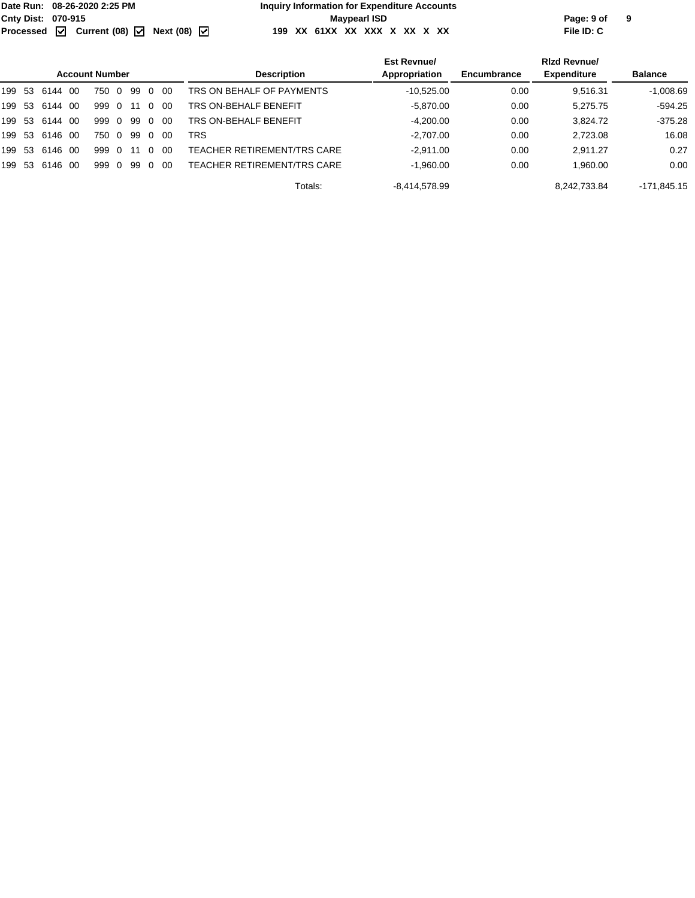| Account Number | Description | Est Revnue/ Appropriation | Encumbrance | Rlzd Revnue/ Expenditure | Balance |
|---|---|---|---|---|---|
| 199 53 6144 00 750 0 99 0 00 | TRS ON BEHALF OF PAYMENTS | -10,525.00 | 0.00 | 9,516.31 | -1,008.69 |
| 199 53 6144 00 999 0 11 0 00 | TRS ON-BEHALF BENEFIT | -5,870.00 | 0.00 | 5,275.75 | -594.25 |
| 199 53 6144 00 999 0 99 0 00 | TRS ON-BEHALF BENEFIT | -4,200.00 | 0.00 | 3,824.72 | -375.28 |
| 199 53 6146 00 750 0 99 0 00 | TRS | -2,707.00 | 0.00 | 2,723.08 | 16.08 |
| 199 53 6146 00 999 0 11 0 00 | TEACHER RETIREMENT/TRS CARE | -2,911.00 | 0.00 | 2,911.27 | 0.27 |
| 199 53 6146 00 999 0 99 0 00 | TEACHER RETIREMENT/TRS CARE | -1,960.00 | 0.00 | 1,960.00 | 0.00 |
| | Totals: | -8,414,578.99 | | 8,242,733.84 | -171,845.15 |